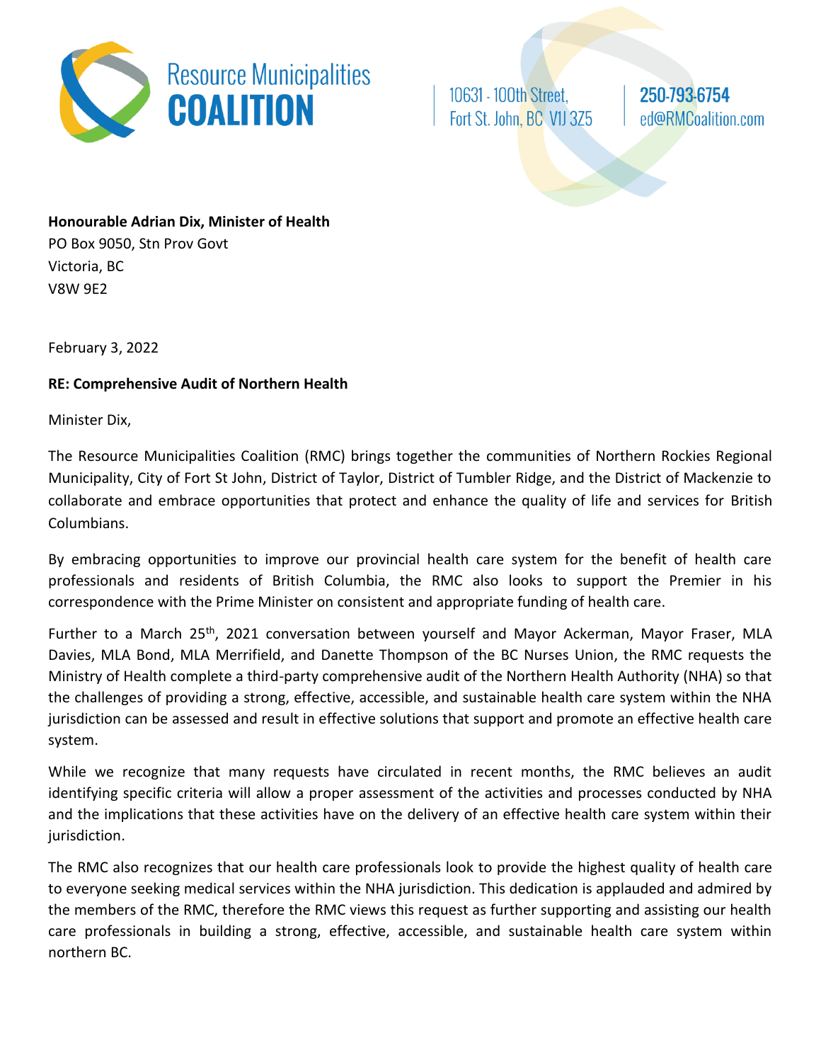**Resource Municipalities COALITION**

10631 - 100th Street,
Fort St. John, BC V1J 3Z5

250-793-6754
ed@RMCoalition.com

**Honourable Adrian Dix, Minister of Health**
PO Box 9050, Stn Prov Govt
Victoria, BC
V8W 9E2

February 3, 2022

**RE: Comprehensive Audit of Northern Health**

Minister Dix,

The Resource Municipalities Coalition (RMC) brings together the communities of Northern Rockies Regional Municipality, City of Fort St John, District of Taylor, District of Tumbler Ridge, and the District of Mackenzie to collaborate and embrace opportunities that protect and enhance the quality of life and services for British Columbians.

By embracing opportunities to improve our provincial health care system for the benefit of health care professionals and residents of British Columbia, the RMC also looks to support the Premier in his correspondence with the Prime Minister on consistent and appropriate funding of health care.

Further to a March 25th, 2021 conversation between yourself and Mayor Ackerman, Mayor Fraser, MLA Davies, MLA Bond, MLA Merrifield, and Danette Thompson of the BC Nurses Union, the RMC requests the Ministry of Health complete a third-party comprehensive audit of the Northern Health Authority (NHA) so that the challenges of providing a strong, effective, accessible, and sustainable health care system within the NHA jurisdiction can be assessed and result in effective solutions that support and promote an effective health care system.

While we recognize that many requests have circulated in recent months, the RMC believes an audit identifying specific criteria will allow a proper assessment of the activities and processes conducted by NHA and the implications that these activities have on the delivery of an effective health care system within their jurisdiction.

The RMC also recognizes that our health care professionals look to provide the highest quality of health care to everyone seeking medical services within the NHA jurisdiction. This dedication is applauded and admired by the members of the RMC, therefore the RMC views this request as further supporting and assisting our health care professionals in building a strong, effective, accessible, and sustainable health care system within northern BC.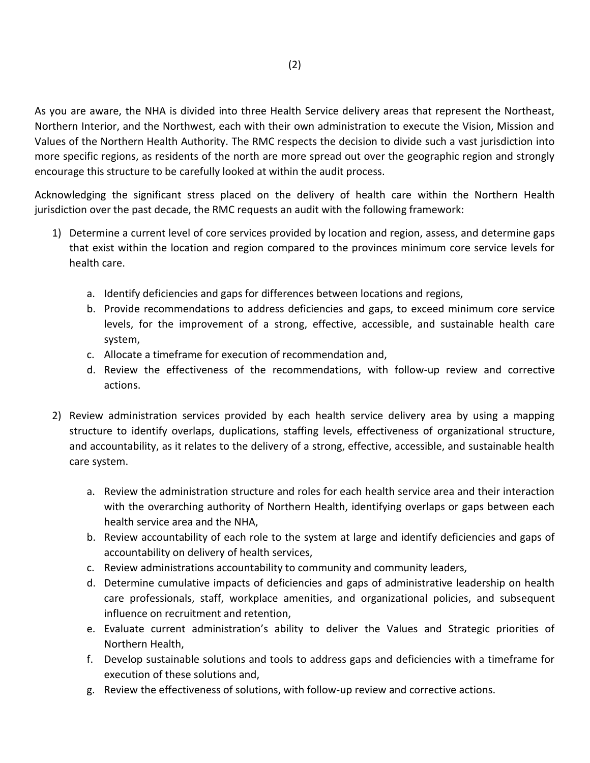As you are aware, the NHA is divided into three Health Service delivery areas that represent the Northeast, Northern Interior, and the Northwest, each with their own administration to execute the Vision, Mission and Values of the Northern Health Authority. The RMC respects the decision to divide such a vast jurisdiction into more specific regions, as residents of the north are more spread out over the geographic region and strongly encourage this structure to be carefully looked at within the audit process.

Acknowledging the significant stress placed on the delivery of health care within the Northern Health jurisdiction over the past decade, the RMC requests an audit with the following framework:

1) Determine a current level of core services provided by location and region, assess, and determine gaps that exist within the location and region compared to the provinces minimum core service levels for health care.

   a. Identify deficiencies and gaps for differences between locations and regions,
   b. Provide recommendations to address deficiencies and gaps, to exceed minimum core service levels, for the improvement of a strong, effective, accessible, and sustainable health care system,
   c. Allocate a timeframe for execution of recommendation and,
   d. Review the effectiveness of the recommendations, with follow-up review and corrective actions.

2) Review administration services provided by each health service delivery area by using a mapping structure to identify overlaps, duplications, staffing levels, effectiveness of organizational structure, and accountability, as it relates to the delivery of a strong, effective, accessible, and sustainable health care system.

   a. Review the administration structure and roles for each health service area and their interaction with the overarching authority of Northern Health, identifying overlaps or gaps between each health service area and the NHA,
   b. Review accountability of each role to the system at large and identify deficiencies and gaps of accountability on delivery of health services,
   c. Review administrations accountability to community and community leaders,
   d. Determine cumulative impacts of deficiencies and gaps of administrative leadership on health care professionals, staff, workplace amenities, and organizational policies, and subsequent influence on recruitment and retention,
   e. Evaluate current administration's ability to deliver the Values and Strategic priorities of Northern Health,
   f. Develop sustainable solutions and tools to address gaps and deficiencies with a timeframe for execution of these solutions and,
   g. Review the effectiveness of solutions, with follow-up review and corrective actions.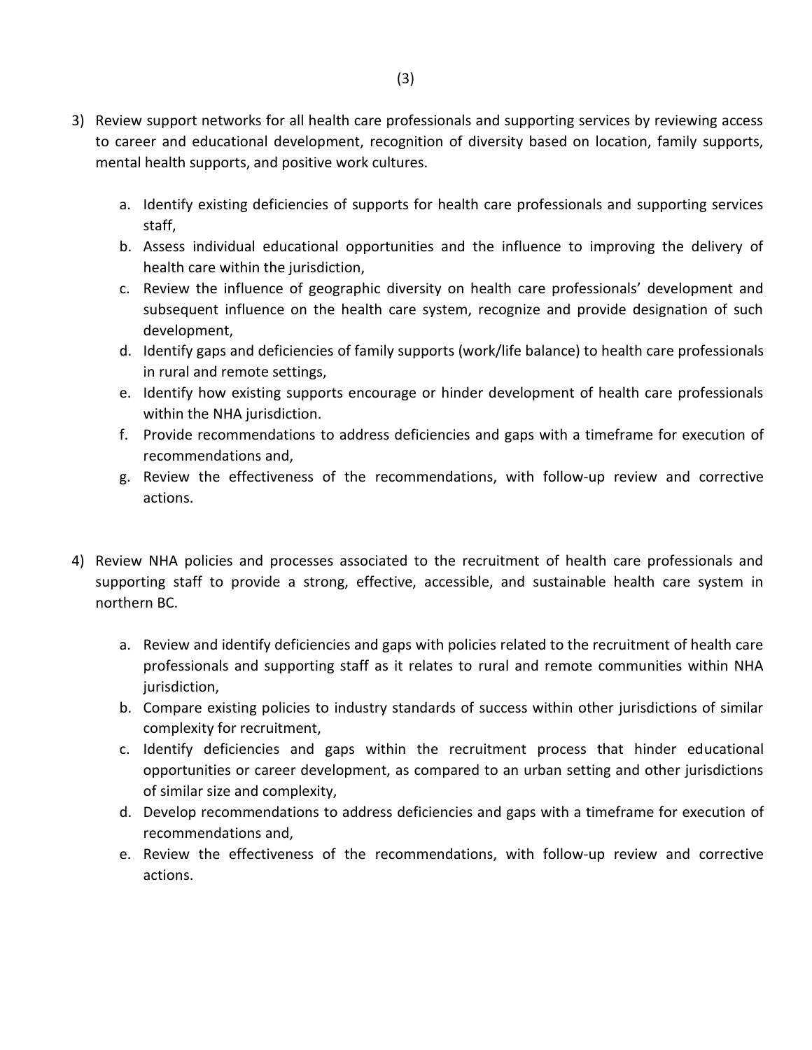3) Review support networks for all health care professionals and supporting services by reviewing access to career and educational development, recognition of diversity based on location, family supports, mental health supports, and positive work cultures.

    a. Identify existing deficiencies of supports for health care professionals and supporting services staff,
    b. Assess individual educational opportunities and the influence to improving the delivery of health care within the jurisdiction,
    c. Review the influence of geographic diversity on health care professionals' development and subsequent influence on the health care system, recognize and provide designation of such development,
    d. Identify gaps and deficiencies of family supports (work/life balance) to health care professionals in rural and remote settings,
    e. Identify how existing supports encourage or hinder development of health care professionals within the NHA jurisdiction.
    f. Provide recommendations to address deficiencies and gaps with a timeframe for execution of recommendations and,
    g. Review the effectiveness of the recommendations, with follow-up review and corrective actions.

4) Review NHA policies and processes associated to the recruitment of health care professionals and supporting staff to provide a strong, effective, accessible, and sustainable health care system in northern BC.

    a. Review and identify deficiencies and gaps with policies related to the recruitment of health care professionals and supporting staff as it relates to rural and remote communities within NHA jurisdiction,
    b. Compare existing policies to industry standards of success within other jurisdictions of similar complexity for recruitment,
    c. Identify deficiencies and gaps within the recruitment process that hinder educational opportunities or career development, as compared to an urban setting and other jurisdictions of similar size and complexity,
    d. Develop recommendations to address deficiencies and gaps with a timeframe for execution of recommendations and,
    e. Review the effectiveness of the recommendations, with follow-up review and corrective actions.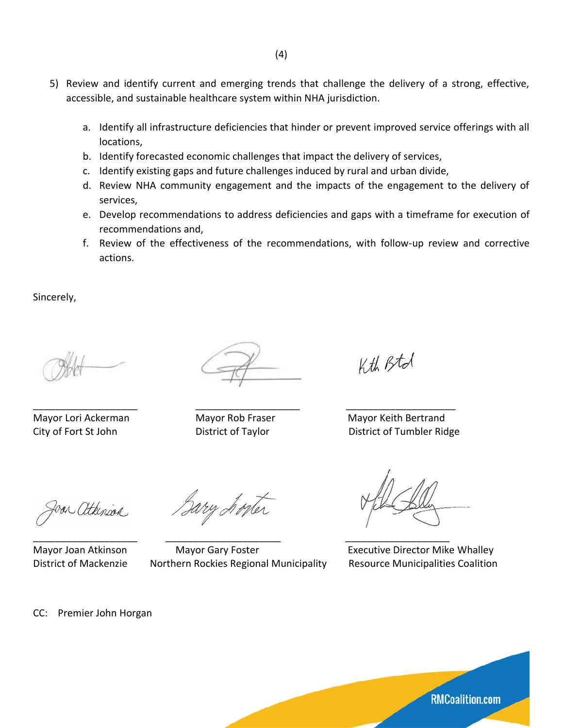5) Review and identify current and emerging trends that challenge the delivery of a strong, effective, accessible, and sustainable healthcare system within NHA jurisdiction.

    a. Identify all infrastructure deficiencies that hinder or prevent improved service offerings with all locations,
    b. Identify forecasted economic challenges that impact the delivery of services,
    c. Identify existing gaps and future challenges induced by rural and urban divide,
    d. Review NHA community engagement and the impacts of the engagement to the delivery of services,
    e. Develop recommendations to address deficiencies and gaps with a timeframe for execution of recommendations and,
    f. Review of the effectiveness of the recommendations, with follow-up review and corrective actions.

Sincerely,

Mayor Lori Ackerman
City of Fort St John

Mayor Rob Fraser
District of Taylor

Mayor Keith Bertrand
District of Tumbler Ridge

Mayor Joan Atkinson
District of Mackenzie

Mayor Gary Foster
Northern Rockies Regional Municipality

Executive Director Mike Whalley
Resource Municipalities Coalition

CC: Premier John Horgan

RMCoalition.com